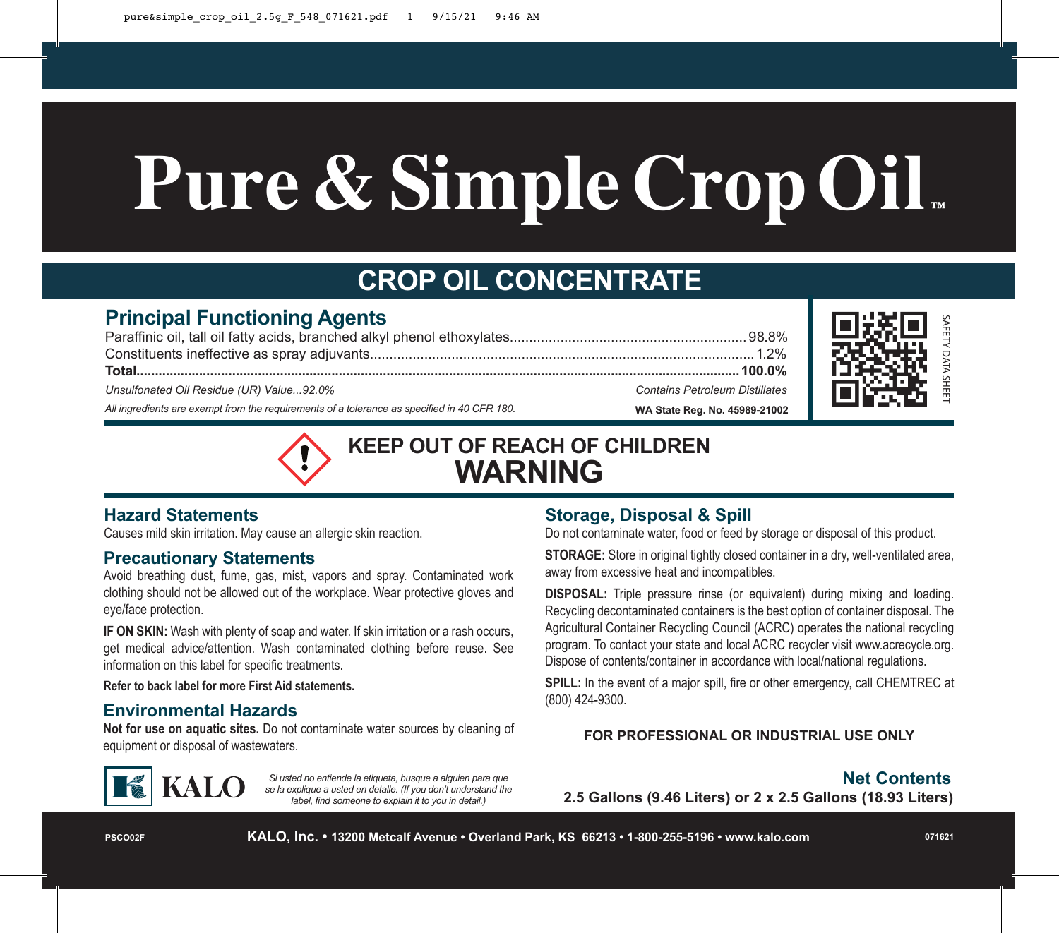# Pure & Simple Crop Oil™

## CROP OIL CONCENTRATE

### Principal Functioning Agents

| | |
|---|---|
| Paraffinic oil, tall oil fatty acids, branched alkyl phenol ethoxylates | 98.8% |
| Constituents ineffective as spray adjuvants | 1.2% |
| **Total** | **100.0%** |

*Unsulfonated Oil Residue (UR) Value...92.0%*

*Contains Petroleum Distillates*

*All ingredients are exempt from the requirements of a tolerance as specified in 40 CFR 180.*

**WA State Reg. No. 45989-21002**

SAFETY DATA SHEET

## KEEP OUT OF REACH OF CHILDREN

## WARNING

### Hazard Statements

Causes mild skin irritation. May cause an allergic skin reaction.

### Precautionary Statements

Avoid breathing dust, fume, gas, mist, vapors and spray. Contaminated work clothing should not be allowed out of the workplace. Wear protective gloves and eye/face protection.

**IF ON SKIN:** Wash with plenty of soap and water. If skin irritation or a rash occurs, get medical advice/attention. Wash contaminated clothing before reuse. See information on this label for specific treatments.

**Refer to back label for more First Aid statements.**

### Environmental Hazards

**Not for use on aquatic sites.** Do not contaminate water sources by cleaning of equipment or disposal of wastewaters.

### Storage, Disposal & Spill

Do not contaminate water, food or feed by storage or disposal of this product.

**STORAGE:** Store in original tightly closed container in a dry, well-ventilated area, away from excessive heat and incompatibles.

**DISPOSAL:** Triple pressure rinse (or equivalent) during mixing and loading. Recycling decontaminated containers is the best option of container disposal. The Agricultural Container Recycling Council (ACRC) operates the national recycling program. To contact your state and local ACRC recycler visit www.acrecycle.org. Dispose of contents/container in accordance with local/national regulations.

**SPILL:** In the event of a major spill, fire or other emergency, call CHEMTREC at (800) 424-9300.

**FOR PROFESSIONAL OR INDUSTRIAL USE ONLY**

KALO

*Si usted no entiende la etiqueta, busque a alguien para que se la explique a usted en detalle. (If you don't understand the label, find someone to explain it to you in detail.)*

### Net Contents

**2.5 Gallons (9.46 Liters) or 2 x 2.5 Gallons (18.93 Liters)**

PSCO02F **KALO, Inc. • 13200 Metcalf Avenue • Overland Park, KS 66213 • 1-800-255-5196 • www.kalo.com** 071621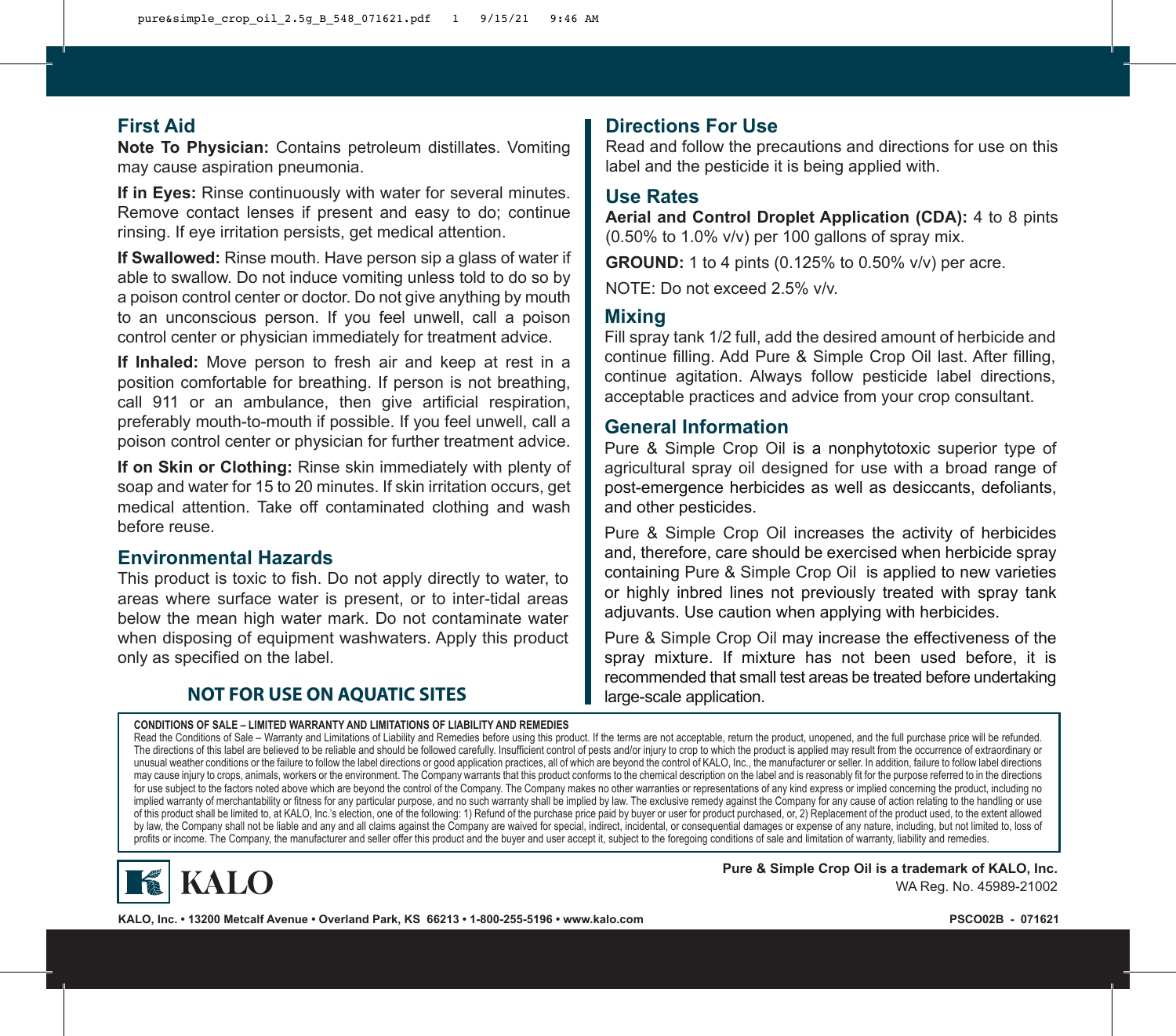## First Aid

**Note To Physician:** Contains petroleum distillates. Vomiting may cause aspiration pneumonia.

**If in Eyes:** Rinse continuously with water for several minutes. Remove contact lenses if present and easy to do; continue rinsing. If eye irritation persists, get medical attention.

**If Swallowed:** Rinse mouth. Have person sip a glass of water if able to swallow. Do not induce vomiting unless told to do so by a poison control center or doctor. Do not give anything by mouth to an unconscious person. If you feel unwell, call a poison control center or physician immediately for treatment advice.

**If Inhaled:** Move person to fresh air and keep at rest in a position comfortable for breathing. If person is not breathing, call 911 or an ambulance, then give artificial respiration, preferably mouth-to-mouth if possible. If you feel unwell, call a poison control center or physician for further treatment advice.

**If on Skin or Clothing:** Rinse skin immediately with plenty of soap and water for 15 to 20 minutes. If skin irritation occurs, get medical attention. Take off contaminated clothing and wash before reuse.

## Environmental Hazards

This product is toxic to fish. Do not apply directly to water, to areas where surface water is present, or to inter-tidal areas below the mean high water mark. Do not contaminate water when disposing of equipment washwaters. Apply this product only as specified on the label.

**NOT FOR USE ON AQUATIC SITES**

## Directions For Use

Read and follow the precautions and directions for use on this label and the pesticide it is being applied with.

## Use Rates

**Aerial and Control Droplet Application (CDA):** 4 to 8 pints (0.50% to 1.0% v/v) per 100 gallons of spray mix.

**GROUND:** 1 to 4 pints (0.125% to 0.50% v/v) per acre.

NOTE: Do not exceed 2.5% v/v.

## Mixing

Fill spray tank 1/2 full, add the desired amount of herbicide and continue filling. Add Pure & Simple Crop Oil last. After filling, continue agitation. Always follow pesticide label directions, acceptable practices and advice from your crop consultant.

## General Information

Pure & Simple Crop Oil is a nonphytotoxic superior type of agricultural spray oil designed for use with a broad range of post-emergence herbicides as well as desiccants, defoliants, and other pesticides.

Pure & Simple Crop Oil increases the activity of herbicides and, therefore, care should be exercised when herbicide spray containing Pure & Simple Crop Oil is applied to new varieties or highly inbred lines not previously treated with spray tank adjuvants. Use caution when applying with herbicides.

Pure & Simple Crop Oil may increase the effectiveness of the spray mixture. If mixture has not been used before, it is recommended that small test areas be treated before undertaking large-scale application.

**CONDITIONS OF SALE – LIMITED WARRANTY AND LIMITATIONS OF LIABILITY AND REMEDIES**

Read the Conditions of Sale – Warranty and Limitations of Liability and Remedies before using this product. If the terms are not acceptable, return the product, unopened, and the full purchase price will be refunded. The directions of this label are believed to be reliable and should be followed carefully. Insufficient control of pests and/or injury to crop to which the product is applied may result from the occurrence of extraordinary or unusual weather conditions or the failure to follow the label directions or good application practices, all of which are beyond the control of KALO, Inc., the manufacturer or seller. In addition, failure to follow label directions may cause injury to crops, animals, workers or the environment. The Company warrants that this product conforms to the chemical description on the label and is reasonably fit for the purpose referred to in the directions for use subject to the factors noted above which are beyond the control of the Company. The Company makes no other warranties or representations of any kind express or implied concerning the product, including no implied warranty of merchantability or fitness for any particular purpose, and no such warranty shall be implied by law. The exclusive remedy against the Company for any cause of action relating to the handling or use of this product shall be limited to, at KALO, Inc.'s election, one of the following: 1) Refund of the purchase price paid by buyer or user for product purchased, or, 2) Replacement of the product used, to the extent allowed by law, the Company shall not be liable and any and all claims against the Company are waived for special, indirect, incidental, or consequential damages or expense of any nature, including, but not limited to, loss of profits or income. The Company, the manufacturer and seller offer this product and the buyer and user accept it, subject to the foregoing conditions of sale and limitation of warranty, liability and remedies.

KALO

**Pure & Simple Crop Oil is a trademark of KALO, Inc.**

WA Reg. No. 45989-21002

**KALO, Inc. • 13200 Metcalf Avenue • Overland Park, KS 66213 • 1-800-255-5196 • www.kalo.com**

**PSCO02B - 071621**